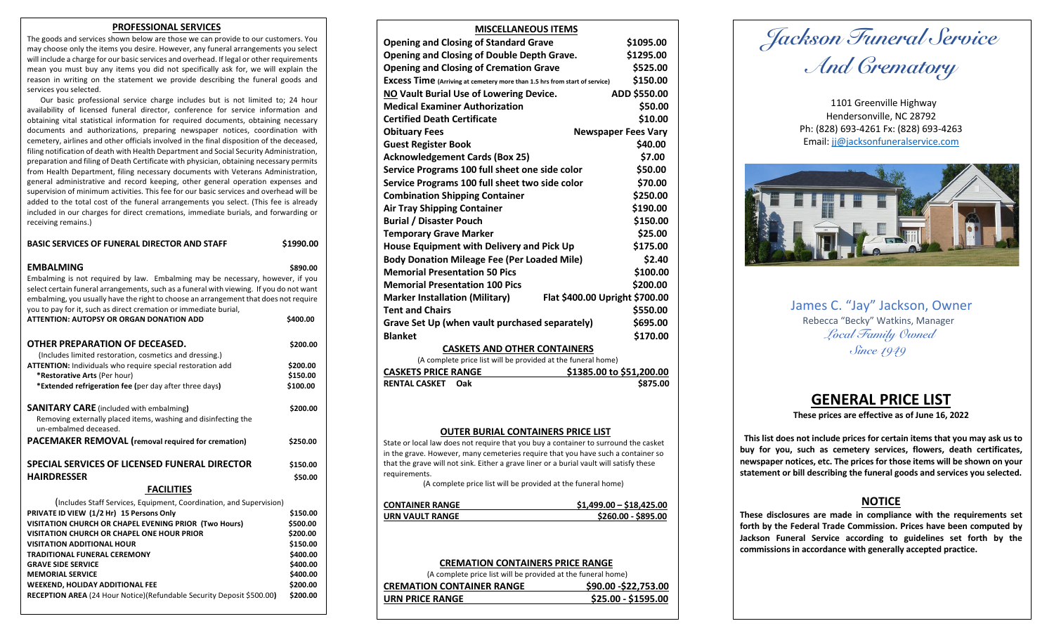## PROFESSIONAL SERVICES

The goods and services shown below are those we can provide to our customers. You may choose only the items you desire. However, any funeral arrangements you select will include a charge for our basic services and overhead. If legal or other requirements mean you must buy any items you did not specifically ask for, we will explain the reason in writing on the statement we provide describing the funeral goods and services you selected.

Our basic professional service charge includes but is not limited to; 24 hour availability of licensed funeral director, conference for service information and obtaining vital statistical information for required documents, obtaining necessary documents and authorizations, preparing newspaper notices, coordination with cemetery, airlines and other officials involved in the final disposition of the deceased, filing notification of death with Health Department and Social Security Administration, preparation and filing of Death Certificate with physician, obtaining necessary permits from Health Department, filing necessary documents with Veterans Administration, general administrative and record keeping, other general operation expenses and supervision of minimum activities. This fee for our basic services and overhead will be added to the total cost of the funeral arrangements you select. (This fee is already included in our charges for direct cremations, immediate burials, and forwarding or receiving remains.)

**BASIC SERVICES OF FUNERAL DIRECTOR AND STAFF** — **$1990.00**

**EMBALMING** — **$890.00**

Embalming is not required by law. Embalming may be necessary, however, if you select certain funeral arrangements, such as a funeral with viewing. If you do not want embalming, you usually have the right to choose an arrangement that does not require you to pay for it, such as direct cremation or immediate burial,

**ATTENTION: AUTOPSY OR ORGAN DONATION ADD** — **$400.00**

**OTHER PREPARATION OF DECEASED.** — **$200.00**
(Includes limited restoration, cosmetics and dressing.)

**ATTENTION:** Individuals who require special restoration add — **$200.00**
**\*Restorative Arts** (Per hour) — **$150.00**
**\*Extended refrigeration fee (**per day after three days**)** — **$100.00**

**SANITARY CARE** (included with embalming**)** — **$200.00**
Removing externally placed items, washing and disinfecting the un-embalmed deceased.

**PACEMAKER REMOVAL (removal required for cremation)** — **$250.00**

**SPECIAL SERVICES OF LICENSED FUNERAL DIRECTOR** — **$150.00**

**HAIRDRESSER** — **$50.00**

### FACILITIES

(Includes Staff Services, Equipment, Coordination, and Supervision)

| Item | Price |
|---|---|
| **PRIVATE ID VIEW (1/2 Hr) 15 Persons Only** | **$150.00** |
| **VISITATION CHURCH OR CHAPEL EVENING PRIOR (Two Hours)** | **$500.00** |
| **VISITATION CHURCH OR CHAPEL ONE HOUR PRIOR** | **$200.00** |
| **VISITATION ADDITIONAL HOUR** | **$150.00** |
| **TRADITIONAL FUNERAL CEREMONY** | **$400.00** |
| **GRAVE SIDE SERVICE** | **$400.00** |
| **MEMORIAL SERVICE** | **$400.00** |
| **WEEKEND, HOLIDAY ADDITIONAL FEE** | **$200.00** |
| **RECEPTION AREA** (24 Hour Notice)(Refundable Security Deposit $500.00**)** | **$200.00** |

## MISCELLANEOUS ITEMS

| Item | Price |
|---|---|
| **Opening and Closing of Standard Grave** | **$1095.00** |
| **Opening and Closing of Double Depth Grave.** | **$1295.00** |
| **Opening and Closing of Cremation Grave** | **$525.00** |
| **Excess Time** (Arriving at cemetery more than 1.5 hrs from start of service) | **$150.00** |
| **NO Vault Burial Use of Lowering Device.** | **ADD $550.00** |
| **Medical Examiner Authorization** | **$50.00** |
| **Certified Death Certificate** | **$10.00** |
| **Obituary Fees** | **Newspaper Fees Vary** |
| **Guest Register Book** | **$40.00** |
| **Acknowledgement Cards (Box 25)** | **$7.00** |
| **Service Programs 100 full sheet one side color** | **$50.00** |
| **Service Programs 100 full sheet two side color** | **$70.00** |
| **Combination Shipping Container** | **$250.00** |
| **Air Tray Shipping Container** | **$190.00** |
| **Burial / Disaster Pouch** | **$150.00** |
| **Temporary Grave Marker** | **$25.00** |
| **House Equipment with Delivery and Pick Up** | **$175.00** |
| **Body Donation Mileage Fee (Per Loaded Mile)** | **$2.40** |
| **Memorial Presentation 50 Pics** | **$100.00** |
| **Memorial Presentation 100 Pics** | **$200.00** |
| **Marker Installation (Military)** | **Flat $400.00 Upright $700.00** |
| **Tent and Chairs** | **$550.00** |
| **Grave Set Up (when vault purchased separately)** | **$695.00** |
| **Blanket** | **$170.00** |

### CASKETS AND OTHER CONTAINERS

(A complete price list will be provided at the funeral home)

| | |
|---|---|
| **CASKETS PRICE RANGE** | **$1385.00 to $51,200.00** |
| **RENTAL CASKET Oak** | **$875.00** |

### OUTER BURIAL CONTAINERS PRICE LIST

State or local law does not require that you buy a container to surround the casket in the grave. However, many cemeteries require that you have such a container so that the grave will not sink. Either a grave liner or a burial vault will satisfy these requirements.

(A complete price list will be provided at the funeral home)

| | |
|---|---|
| **CONTAINER RANGE** | **$1,499.00 – $18,425.00** |
| **URN VAULT RANGE** | **$260.00 - $895.00** |

### CREMATION CONTAINERS PRICE RANGE

(A complete price list will be provided at the funeral home)

| | |
|---|---|
| **CREMATION CONTAINER RANGE** | **$90.00 -$22,753.00** |
| **URN PRICE RANGE** | **$25.00 - $1595.00** |

# *Jackson Funeral Service And Crematory*

1101 Greenville Highway
Hendersonville, NC 28792
Ph: (828) 693-4261 Fx: (828) 693-4263
Email: jj@jacksonfuneralservice.com

James C. "Jay" Jackson, Owner
Rebecca "Becky" Watkins, Manager
*Local Family Owned*
*Since 1949*

## GENERAL PRICE LIST

**These prices are effective as of June 16, 2022**

**This list does not include prices for certain items that you may ask us to buy for you, such as cemetery services, flowers, death certificates, newspaper notices, etc. The prices for those items will be shown on your statement or bill describing the funeral goods and services you selected.**

### NOTICE

**These disclosures are made in compliance with the requirements set forth by the Federal Trade Commission. Prices have been computed by Jackson Funeral Service according to guidelines set forth by the commissions in accordance with generally accepted practice.**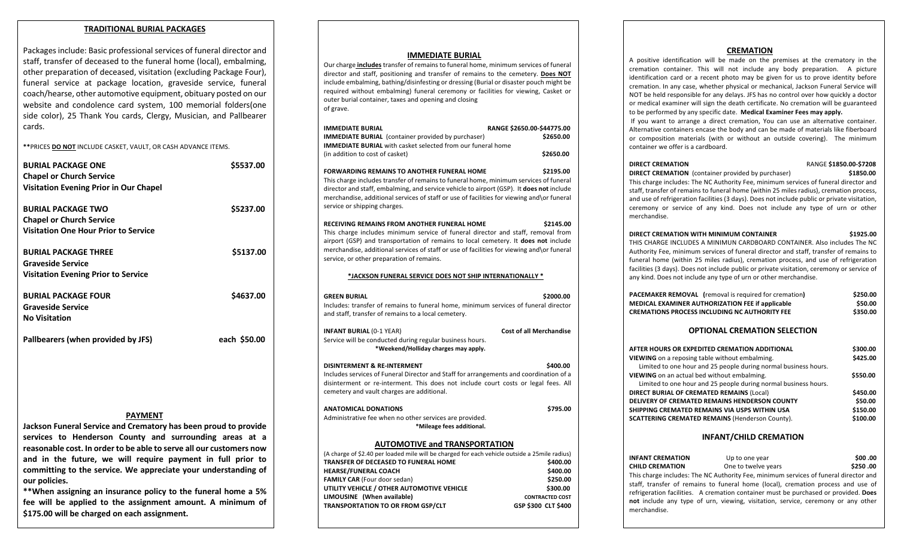## TRADITIONAL BURIAL PACKAGES

Packages include: Basic professional services of funeral director and staff, transfer of deceased to the funeral home (local), embalming, other preparation of deceased, visitation (excluding Package Four), funeral service at package location, graveside service, funeral coach/hearse, other automotive equipment, obituary posted on our website and condolence card system, 100 memorial folders(one side color), 25 Thank You cards, Clergy, Musician, and Pallbearer cards.

**PRICES **DO NOT** INCLUDE CASKET, VAULT, OR CASH ADVANCE ITEMS.

| | |
|---|---|
| **BURIAL PACKAGE ONE**<br>**Chapel or Church Service**<br>**Visitation Evening Prior in Our Chapel** | **$5537.00** |
| **BURIAL PACKAGE TWO**<br>**Chapel or Church Service**<br>**Visitation One Hour Prior to Service** | **$5237.00** |
| **BURIAL PACKAGE THREE**<br>**Graveside Service**<br>**Visitation Evening Prior to Service** | **$5137.00** |
| **BURIAL PACKAGE FOUR**<br>**Graveside Service**<br>**No Visitation** | **$4637.00** |
| **Pallbearers (when provided by JFS)** | **each $50.00** |

## PAYMENT

**Jackson Funeral Service and Crematory has been proud to provide services to Henderson County and surrounding areas at a reasonable cost. In order to be able to serve all our customers now and in the future, we will require payment in full prior to committing to the service. We appreciate your understanding of our policies.**

****When assigning an insurance policy to the funeral home a 5% fee will be applied to the assignment amount. A minimum of $175.00 will be charged on each assignment.**

## IMMEDIATE BURIAL

Our charge **includes** transfer of remains to funeral home, minimum services of funeral director and staff, positioning and transfer of remains to the cemetery. **Does NOT** include embalming, bathing/disinfesting or dressing (Burial or disaster pouch might be required without embalming) funeral ceremony or facilities for viewing, Casket or outer burial container, taxes and opening and closing of grave.

| | |
|---|---|
| **IMMEDIATE BURIAL** | **RANGE $2650.00-$44775.00** |
| **IMMEDIATE BURIAL** (container provided by purchaser) | **$2650.00** |
| **IMMEDIATE BURIAL** with casket selected from our funeral home (in addition to cost of casket) | **$2650.00** |

**FORWARDING REMAINS TO ANOTHER FUNERAL HOME** **$2195.00**
This charge includes transfer of remains to funeral home, minimum services of funeral director and staff, and embalming, and service vehicle to airport (GSP). It **does not** include merchandise, additional services of staff or use of facilities for viewing and\or funeral service or shipping charges.

**RECEIVING REMAINS FROM ANOTHER FUNERAL HOME** **$2145.00**
This charge includes minimum service of funeral director and staff, removal from airport (GSP) and transportation of remains to local cemetery. It **does not** include merchandise, additional services of staff or use of facilities for viewing and\or funeral service, or other preparation of remains.

**\*JACKSON FUNERAL SERVICE DOES NOT SHIP INTERNATIONALLY \***

**GREEN BURIAL** **$2000.00**
Includes: transfer of remains to funeral home, minimum services of funeral director and staff, transfer of remains to a local cemetery.

**INFANT BURIAL** (0-1 YEAR) **Cost of all Merchandise**
Service will be conducted during regular business hours.
**\*Weekend/Holliday charges may apply.**

**DISINTERMENT & RE-INTERMENT** **$400.00**
Includes services of Funeral Director and Staff for arrangements and coordination of a disinterment or re-interment. This does not include court costs or legal fees. All cemetery and vault charges are additional.

**ANATOMICAL DONATIONS** **$795.00**
Administrative fee when no other services are provided.
**\*Mileage fees additional.**

## AUTOMOTIVE and TRANSPORTATION

(A charge of $2.40 per loaded mile will be charged for each vehicle outside a 25mile radius)

| | |
|---|---|
| **TRANSFER OF DECEASED TO FUNERAL HOME** | **$400.00** |
| **HEARSE/FUNERAL COACH** | **$400.00** |
| **FAMILY CAR** (Four door sedan) | **$250.00** |
| **UTILITY VEHICLE / OTHER AUTOMOTIVE VEHICLE** | **$300.00** |
| **LIMOUSINE (When available)** | **CONTRACTED COST** |
| **TRANSPORTATION TO OR FROM GSP/CLT** | **GSP $300 CLT $400** |

## CREMATION

A positive identification will be made on the premises at the crematory in the cremation container. This will not include any body preparation. A picture identification card or a recent photo may be given for us to prove identity before cremation. In any case, whether physical or mechanical, Jackson Funeral Service will NOT be held responsible for any delays. JFS has no control over how quickly a doctor or medical examiner will sign the death certificate. No cremation will be guaranteed to be performed by any specific date. **Medical Examiner Fees may apply.**

If you want to arrange a direct cremation, You can use an alternative container. Alternative containers encase the body and can be made of materials like fiberboard or composition materials (with or without an outside covering). The minimum container we offer is a cardboard.

| | |
|---|---|
| **DIRECT CREMATION** | RANGE **$1850.00-$7208** |
| **DIRECT CREMATION** (container provided by purchaser) | **$1850.00** |

This charge includes: The NC Authority Fee, minimum services of funeral director and staff, transfer of remains to funeral home (within 25 miles radius), cremation process, and use of refrigeration facilities (3 days). Does not include public or private visitation, ceremony or service of any kind. Does not include any type of urn or other merchandise.

**DIRECT CREMATION WITH MINIMUM CONTAINER** **$1925.00**
THIS CHARGE INCLUDES A MINIMUN CARDBOARD CONTAINER. Also includes The NC Authority Fee, minimum services of funeral director and staff, transfer of remains to funeral home (within 25 miles radius), cremation process, and use of refrigeration facilities (3 days). Does not include public or private visitation, ceremony or service of any kind. Does not include any type of urn or other merchandise.

| | |
|---|---|
| **PACEMAKER REMOVAL (**removal is required for cremation**)** | **$250.00** |
| **MEDICAL EXAMINER AUTHORIZATION FEE if applicable** | **$50.00** |
| **CREMATIONS PROCESS INCLUDING NC AUTHORITY FEE** | **$350.00** |

### OPTIONAL CREMATION SELECTION

| | |
|---|---|
| **AFTER HOURS OR EXPEDITED CREMATION ADDITIONAL** | **$300.00** |
| **VIEWING** on a reposing table without embalming.<br>Limited to one hour and 25 people during normal business hours. | **$425.00** |
| **VIEWING** on an actual bed without embalming.<br>Limited to one hour and 25 people during normal business hours. | **$550.00** |
| **DIRECT BURIAL OF CREMATED REMAINS** (Local) | **$450.00** |
| **DELIVERY OF CREMATED REMAINS HENDERSON COUNTY** | **$50.00** |
| **SHIPPING CREMATED REMAINS VIA USPS WITHIN USA** | **$150.00** |
| **SCATTERING CREMATED REMAINS** (Henderson County). | **$100.00** |

### INFANT/CHILD CREMATION

| | | |
|---|---|---|
| **INFANT CREMATION** | Up to one year | **$00 .00** |
| **CHILD CREMATION** | One to twelve years | **$250 .00** |

This charge includes: The NC Authority Fee, minimum services of funeral director and staff, transfer of remains to funeral home (local), cremation process and use of refrigeration facilities. A cremation container must be purchased or provided. **Does not** include any type of urn, viewing, visitation, service, ceremony or any other merchandise.